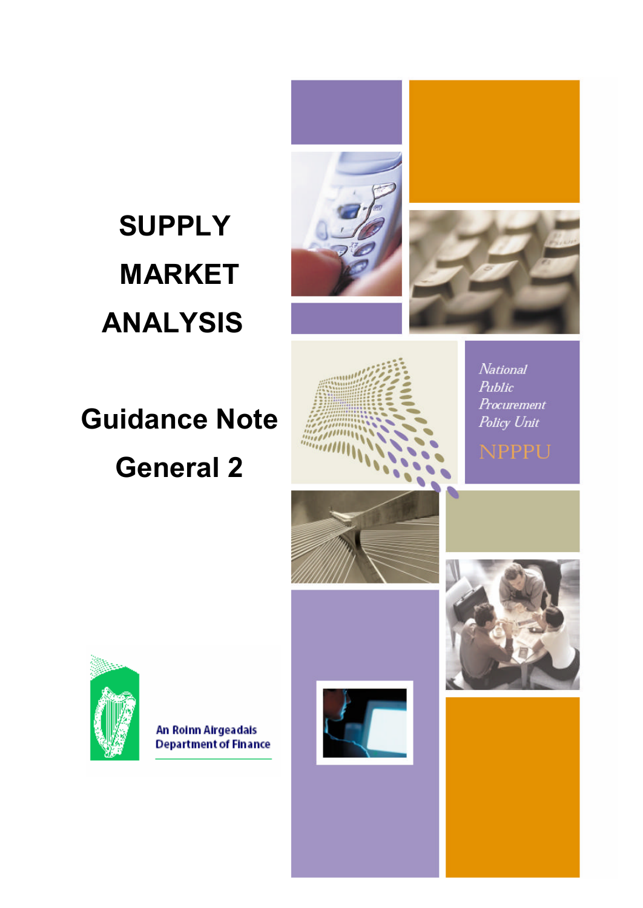# SUPPLY MARKET ANALYSIS

## Guidance Note General 2

*National Public Procurement Policy Unit*

NPPPU

An Roinn Airgeadais
Department of Finance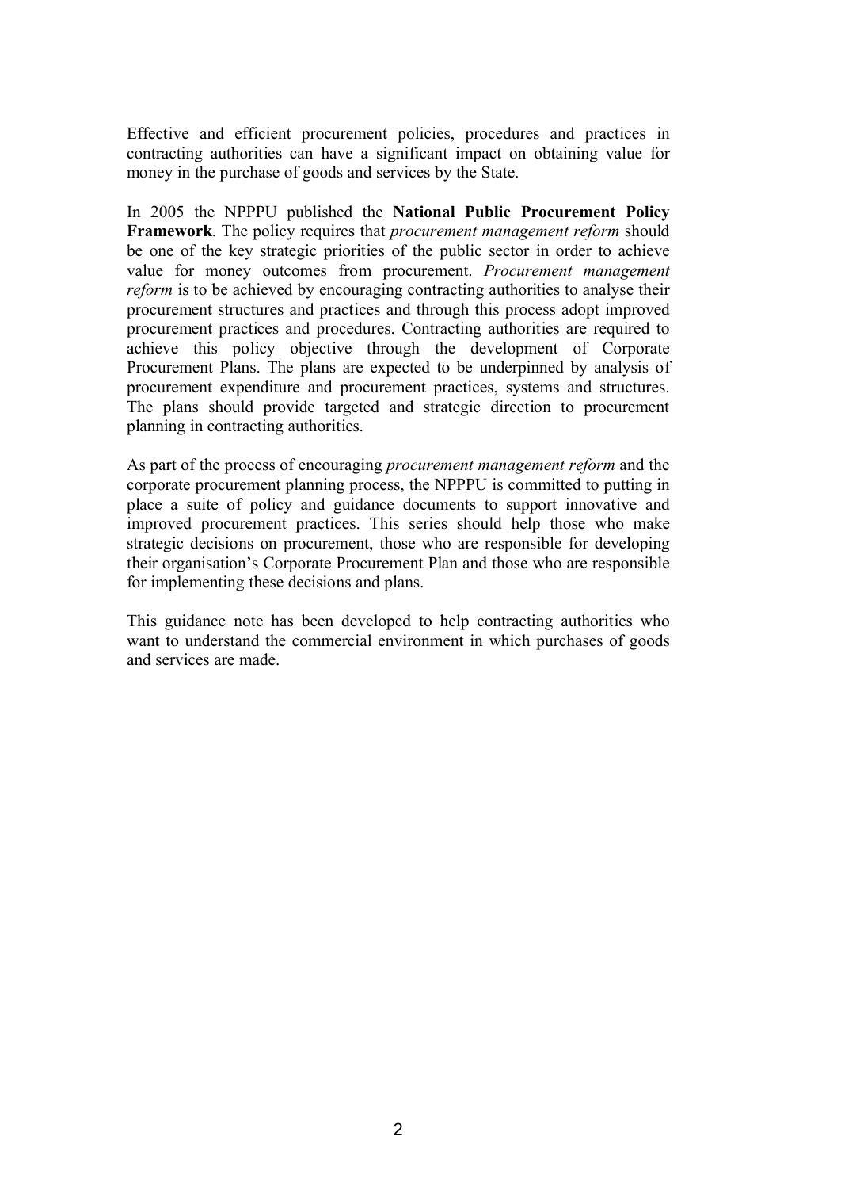Effective and efficient procurement policies, procedures and practices in contracting authorities can have a significant impact on obtaining value for money in the purchase of goods and services by the State.

In 2005 the NPPPU published the **National Public Procurement Policy Framework**. The policy requires that *procurement management reform* should be one of the key strategic priorities of the public sector in order to achieve value for money outcomes from procurement. *Procurement management reform* is to be achieved by encouraging contracting authorities to analyse their procurement structures and practices and through this process adopt improved procurement practices and procedures. Contracting authorities are required to achieve this policy objective through the development of Corporate Procurement Plans. The plans are expected to be underpinned by analysis of procurement expenditure and procurement practices, systems and structures. The plans should provide targeted and strategic direction to procurement planning in contracting authorities.

As part of the process of encouraging *procurement management reform* and the corporate procurement planning process, the NPPPU is committed to putting in place a suite of policy and guidance documents to support innovative and improved procurement practices. This series should help those who make strategic decisions on procurement, those who are responsible for developing their organisation's Corporate Procurement Plan and those who are responsible for implementing these decisions and plans.

This guidance note has been developed to help contracting authorities who want to understand the commercial environment in which purchases of goods and services are made.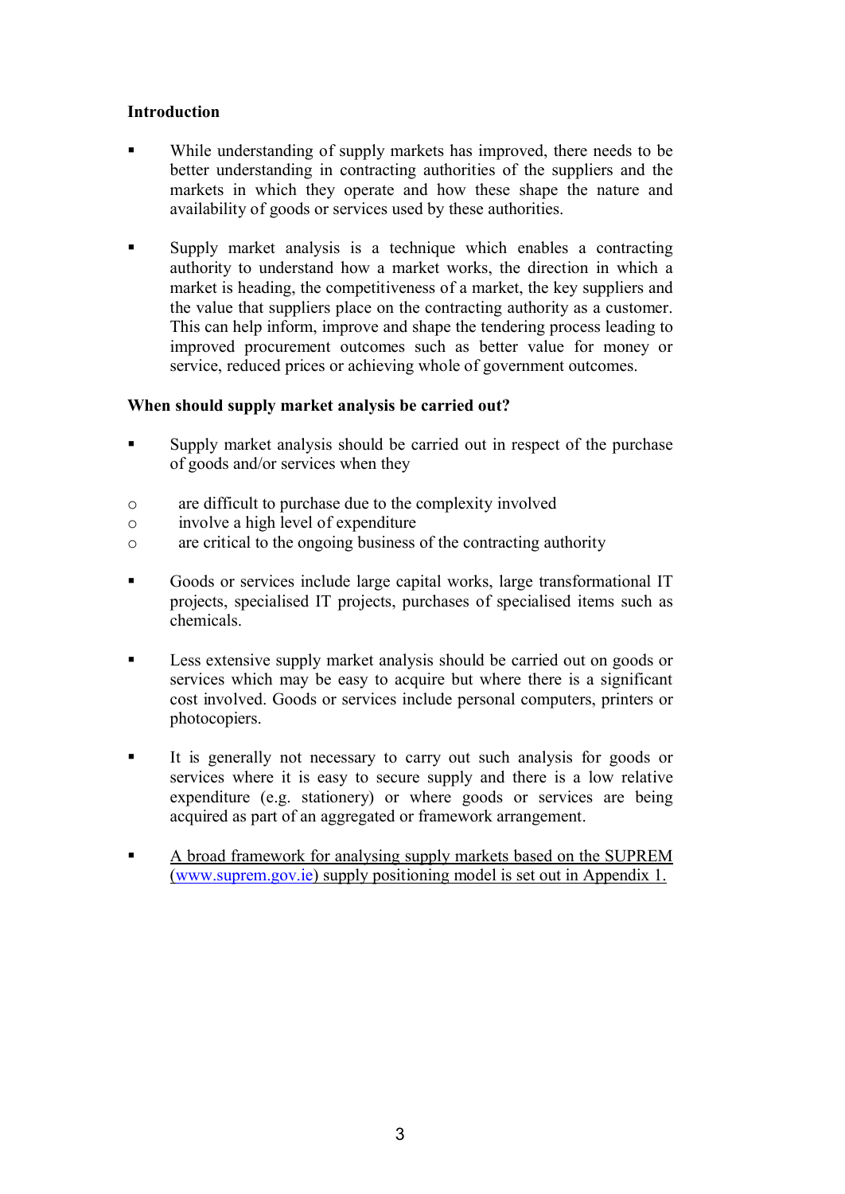**Introduction**

- While understanding of supply markets has improved, there needs to be better understanding in contracting authorities of the suppliers and the markets in which they operate and how these shape the nature and availability of goods or services used by these authorities.

- Supply market analysis is a technique which enables a contracting authority to understand how a market works, the direction in which a market is heading, the competitiveness of a market, the key suppliers and the value that suppliers place on the contracting authority as a customer. This can help inform, improve and shape the tendering process leading to improved procurement outcomes such as better value for money or service, reduced prices or achieving whole of government outcomes.

**When should supply market analysis be carried out?**

- Supply market analysis should be carried out in respect of the purchase of goods and/or services when they
  - are difficult to purchase due to the complexity involved
  - involve a high level of expenditure
  - are critical to the ongoing business of the contracting authority

- Goods or services include large capital works, large transformational IT projects, specialised IT projects, purchases of specialised items such as chemicals.

- Less extensive supply market analysis should be carried out on goods or services which may be easy to acquire but where there is a significant cost involved. Goods or services include personal computers, printers or photocopiers.

- It is generally not necessary to carry out such analysis for goods or services where it is easy to secure supply and there is a low relative expenditure (e.g. stationery) or where goods or services are being acquired as part of an aggregated or framework arrangement.

- A broad framework for analysing supply markets based on the SUPREM (www.suprem.gov.ie) supply positioning model is set out in Appendix 1.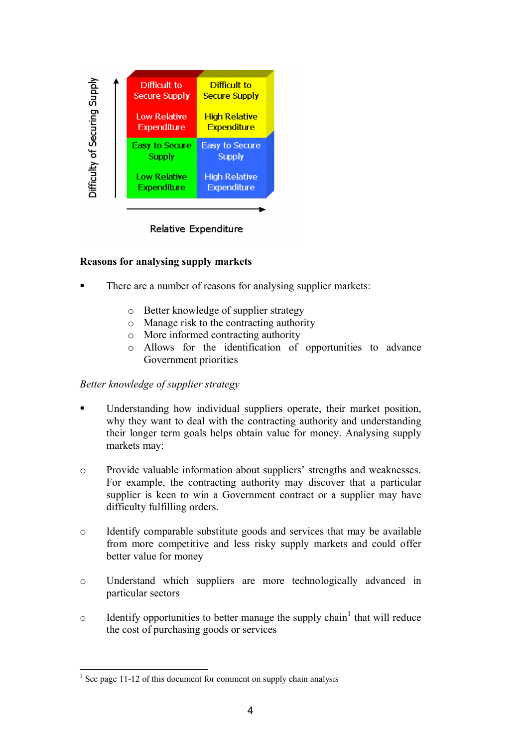| Difficulty of Securing Supply ↑ | | |
|---|---|---|
| | Difficult to Secure Supply<br>Low Relative Expenditure | Difficult to Secure Supply<br>High Relative Expenditure |
| | Easy to Secure Supply<br>Low Relative Expenditure | Easy to Secure Supply<br>High Relative Expenditure |
| | Relative Expenditure → | |

**Reasons for analysing supply markets**

- There are a number of reasons for analysing supplier markets:
  - Better knowledge of supplier strategy
  - Manage risk to the contracting authority
  - More informed contracting authority
  - Allows for the identification of opportunities to advance Government priorities

*Better knowledge of supplier strategy*

- Understanding how individual suppliers operate, their market position, why they want to deal with the contracting authority and understanding their longer term goals helps obtain value for money. Analysing supply markets may:

  - Provide valuable information about suppliers' strengths and weaknesses. For example, the contracting authority may discover that a particular supplier is keen to win a Government contract or a supplier may have difficulty fulfilling orders.

  - Identify comparable substitute goods and services that may be available from more competitive and less risky supply markets and could offer better value for money

  - Understand which suppliers are more technologically advanced in particular sectors

  - Identify opportunities to better manage the supply chain[1] that will reduce the cost of purchasing goods or services

---

[1] See page 11-12 of this document for comment on supply chain analysis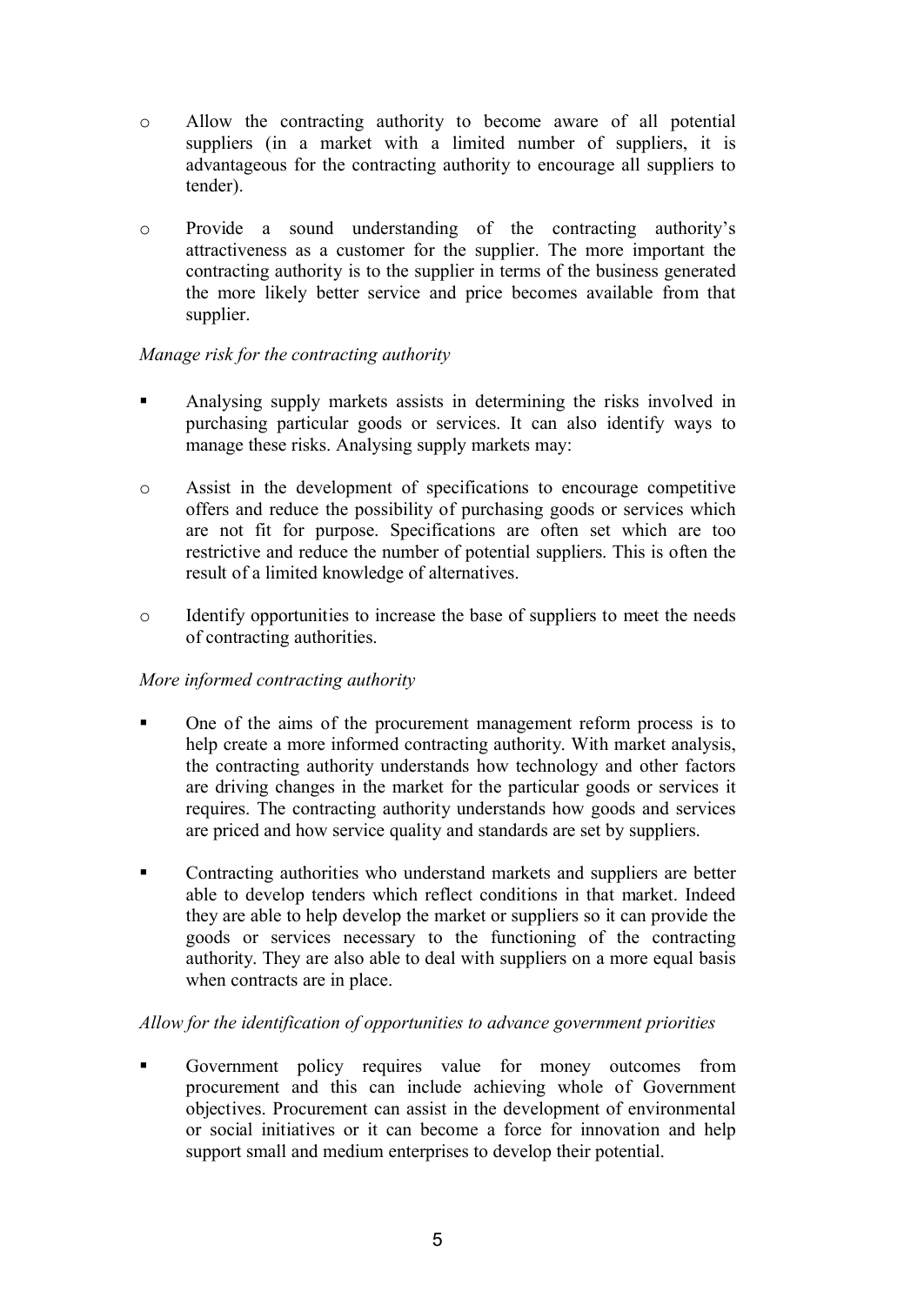- Allow the contracting authority to become aware of all potential suppliers (in a market with a limited number of suppliers, it is advantageous for the contracting authority to encourage all suppliers to tender).
- Provide a sound understanding of the contracting authority's attractiveness as a customer for the supplier. The more important the contracting authority is to the supplier in terms of the business generated the more likely better service and price becomes available from that supplier.

*Manage risk for the contracting authority*

- Analysing supply markets assists in determining the risks involved in purchasing particular goods or services. It can also identify ways to manage these risks. Analysing supply markets may:
  - Assist in the development of specifications to encourage competitive offers and reduce the possibility of purchasing goods or services which are not fit for purpose. Specifications are often set which are too restrictive and reduce the number of potential suppliers. This is often the result of a limited knowledge of alternatives.
  - Identify opportunities to increase the base of suppliers to meet the needs of contracting authorities.

*More informed contracting authority*

- One of the aims of the procurement management reform process is to help create a more informed contracting authority. With market analysis, the contracting authority understands how technology and other factors are driving changes in the market for the particular goods or services it requires. The contracting authority understands how goods and services are priced and how service quality and standards are set by suppliers.
- Contracting authorities who understand markets and suppliers are better able to develop tenders which reflect conditions in that market. Indeed they are able to help develop the market or suppliers so it can provide the goods or services necessary to the functioning of the contracting authority. They are also able to deal with suppliers on a more equal basis when contracts are in place.

*Allow for the identification of opportunities to advance government priorities*

- Government policy requires value for money outcomes from procurement and this can include achieving whole of Government objectives. Procurement can assist in the development of environmental or social initiatives or it can become a force for innovation and help support small and medium enterprises to develop their potential.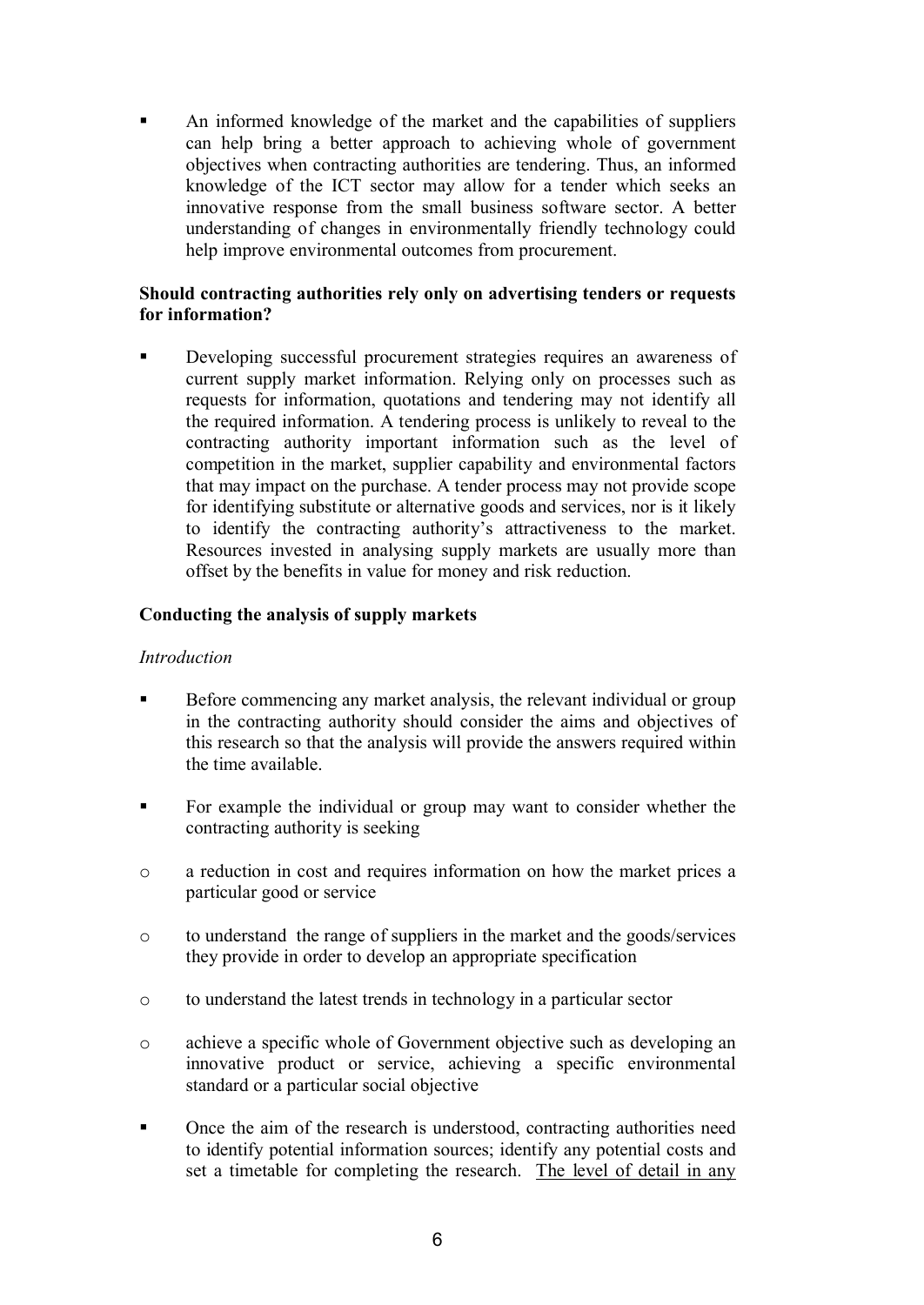- An informed knowledge of the market and the capabilities of suppliers can help bring a better approach to achieving whole of government objectives when contracting authorities are tendering. Thus, an informed knowledge of the ICT sector may allow for a tender which seeks an innovative response from the small business software sector. A better understanding of changes in environmentally friendly technology could help improve environmental outcomes from procurement.

**Should contracting authorities rely only on advertising tenders or requests for information?**

- Developing successful procurement strategies requires an awareness of current supply market information. Relying only on processes such as requests for information, quotations and tendering may not identify all the required information. A tendering process is unlikely to reveal to the contracting authority important information such as the level of competition in the market, supplier capability and environmental factors that may impact on the purchase. A tender process may not provide scope for identifying substitute or alternative goods and services, nor is it likely to identify the contracting authority's attractiveness to the market. Resources invested in analysing supply markets are usually more than offset by the benefits in value for money and risk reduction.

**Conducting the analysis of supply markets**

*Introduction*

- Before commencing any market analysis, the relevant individual or group in the contracting authority should consider the aims and objectives of this research so that the analysis will provide the answers required within the time available.

- For example the individual or group may want to consider whether the contracting authority is seeking

  - a reduction in cost and requires information on how the market prices a particular good or service

  - to understand the range of suppliers in the market and the goods/services they provide in order to develop an appropriate specification

  - to understand the latest trends in technology in a particular sector

  - achieve a specific whole of Government objective such as developing an innovative product or service, achieving a specific environmental standard or a particular social objective

- Once the aim of the research is understood, contracting authorities need to identify potential information sources; identify any potential costs and set a timetable for completing the research. <u>The level of detail in any</u>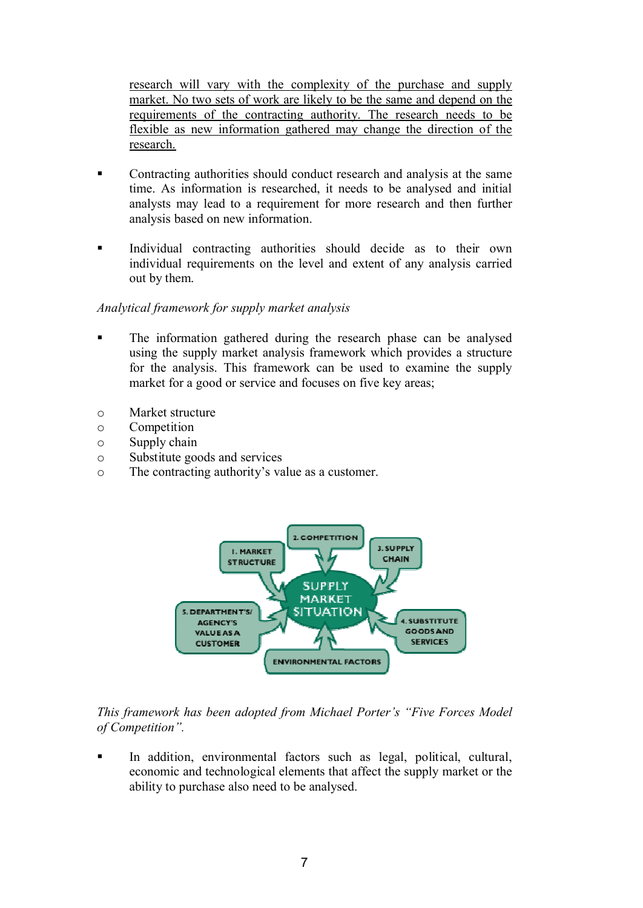research will vary with the complexity of the purchase and supply market. No two sets of work are likely to be the same and depend on the requirements of the contracting authority. The research needs to be flexible as new information gathered may change the direction of the research.

- Contracting authorities should conduct research and analysis at the same time. As information is researched, it needs to be analysed and initial analysts may lead to a requirement for more research and then further analysis based on new information.

- Individual contracting authorities should decide as to their own individual requirements on the level and extent of any analysis carried out by them.

*Analytical framework for supply market analysis*

- The information gathered during the research phase can be analysed using the supply market analysis framework which provides a structure for the analysis. This framework can be used to examine the supply market for a good or service and focuses on five key areas;

  - Market structure
  - Competition
  - Supply chain
  - Substitute goods and services
  - The contracting authority's value as a customer.

*This framework has been adopted from Michael Porter's "Five Forces Model of Competition".*

- In addition, environmental factors such as legal, political, cultural, economic and technological elements that affect the supply market or the ability to purchase also need to be analysed.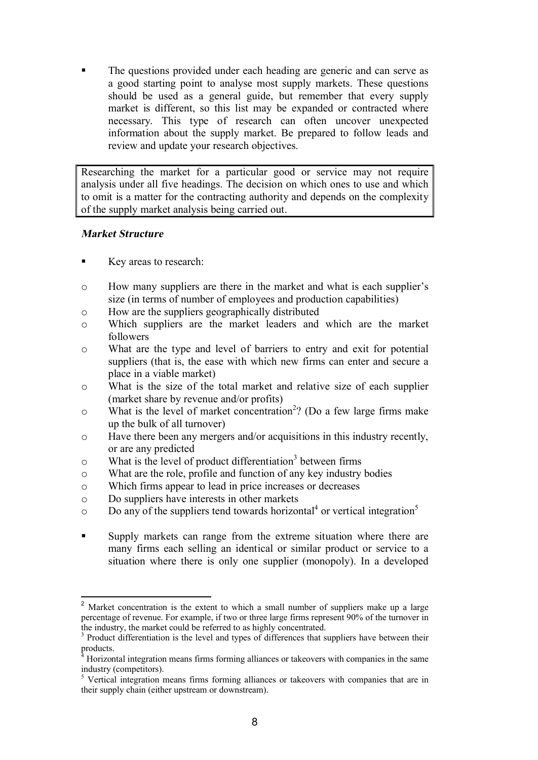- The questions provided under each heading are generic and can serve as a good starting point to analyse most supply markets. These questions should be used as a general guide, but remember that every supply market is different, so this list may be expanded or contracted where necessary. This type of research can often uncover unexpected information about the supply market. Be prepared to follow leads and review and update your research objectives.

> Researching the market for a particular good or service may not require analysis under all five headings. The decision on which ones to use and which to omit is a matter for the contracting authority and depends on the complexity of the supply market analysis being carried out.

***Market Structure***

- Key areas to research:
    - How many suppliers are there in the market and what is each supplier's size (in terms of number of employees and production capabilities)
    - How are the suppliers geographically distributed
    - Which suppliers are the market leaders and which are the market followers
    - What are the type and level of barriers to entry and exit for potential suppliers (that is, the ease with which new firms can enter and secure a place in a viable market)
    - What is the size of the total market and relative size of each supplier (market share by revenue and/or profits)
    - What is the level of market concentration[2]? (Do a few large firms make up the bulk of all turnover)
    - Have there been any mergers and/or acquisitions in this industry recently, or are any predicted
    - What is the level of product differentiation[3] between firms
    - What are the role, profile and function of any key industry bodies
    - Which firms appear to lead in price increases or decreases
    - Do suppliers have interests in other markets
    - Do any of the suppliers tend towards horizontal[4] or vertical integration[5]

- Supply markets can range from the extreme situation where there are many firms each selling an identical or similar product or service to a situation where there is only one supplier (monopoly). In a developed

---

[2] Market concentration is the extent to which a small number of suppliers make up a large percentage of revenue. For example, if two or three large firms represent 90% of the turnover in the industry, the market could be referred to as highly concentrated.

[3] Product differentiation is the level and types of differences that suppliers have between their products.

[4] Horizontal integration means firms forming alliances or takeovers with companies in the same industry (competitors).

[5] Vertical integration means firms forming alliances or takeovers with companies that are in their supply chain (either upstream or downstream).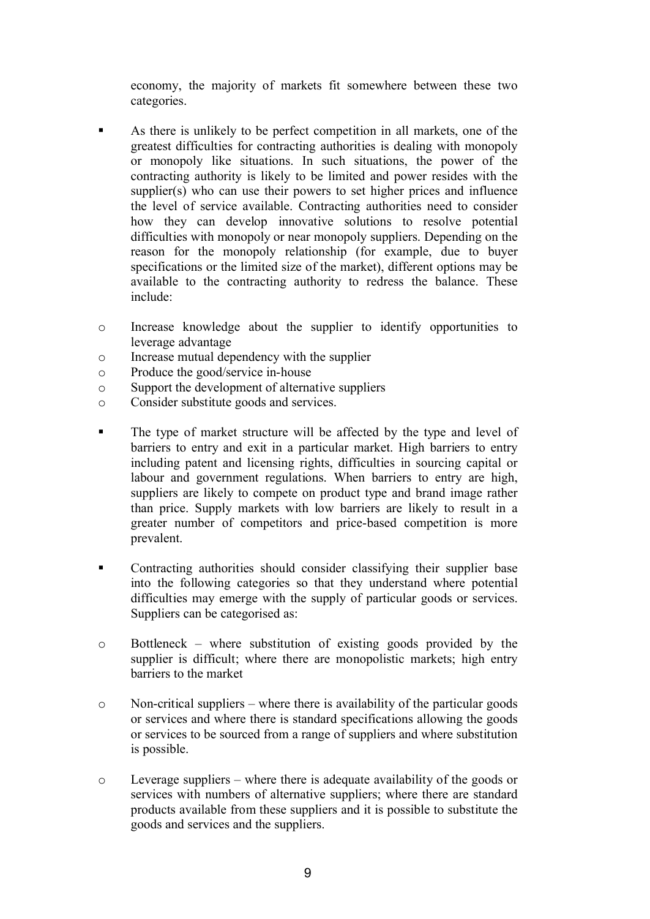economy, the majority of markets fit somewhere between these two categories.

- As there is unlikely to be perfect competition in all markets, one of the greatest difficulties for contracting authorities is dealing with monopoly or monopoly like situations. In such situations, the power of the contracting authority is likely to be limited and power resides with the supplier(s) who can use their powers to set higher prices and influence the level of service available. Contracting authorities need to consider how they can develop innovative solutions to resolve potential difficulties with monopoly or near monopoly suppliers. Depending on the reason for the monopoly relationship (for example, due to buyer specifications or the limited size of the market), different options may be available to the contracting authority to redress the balance. These include:
    - Increase knowledge about the supplier to identify opportunities to leverage advantage
    - Increase mutual dependency with the supplier
    - Produce the good/service in-house
    - Support the development of alternative suppliers
    - Consider substitute goods and services.

- The type of market structure will be affected by the type and level of barriers to entry and exit in a particular market. High barriers to entry including patent and licensing rights, difficulties in sourcing capital or labour and government regulations. When barriers to entry are high, suppliers are likely to compete on product type and brand image rather than price. Supply markets with low barriers are likely to result in a greater number of competitors and price-based competition is more prevalent.

- Contracting authorities should consider classifying their supplier base into the following categories so that they understand where potential difficulties may emerge with the supply of particular goods or services. Suppliers can be categorised as:
    - Bottleneck – where substitution of existing goods provided by the supplier is difficult; where there are monopolistic markets; high entry barriers to the market
    - Non-critical suppliers – where there is availability of the particular goods or services and where there is standard specifications allowing the goods or services to be sourced from a range of suppliers and where substitution is possible.
    - Leverage suppliers – where there is adequate availability of the goods or services with numbers of alternative suppliers; where there are standard products available from these suppliers and it is possible to substitute the goods and services and the suppliers.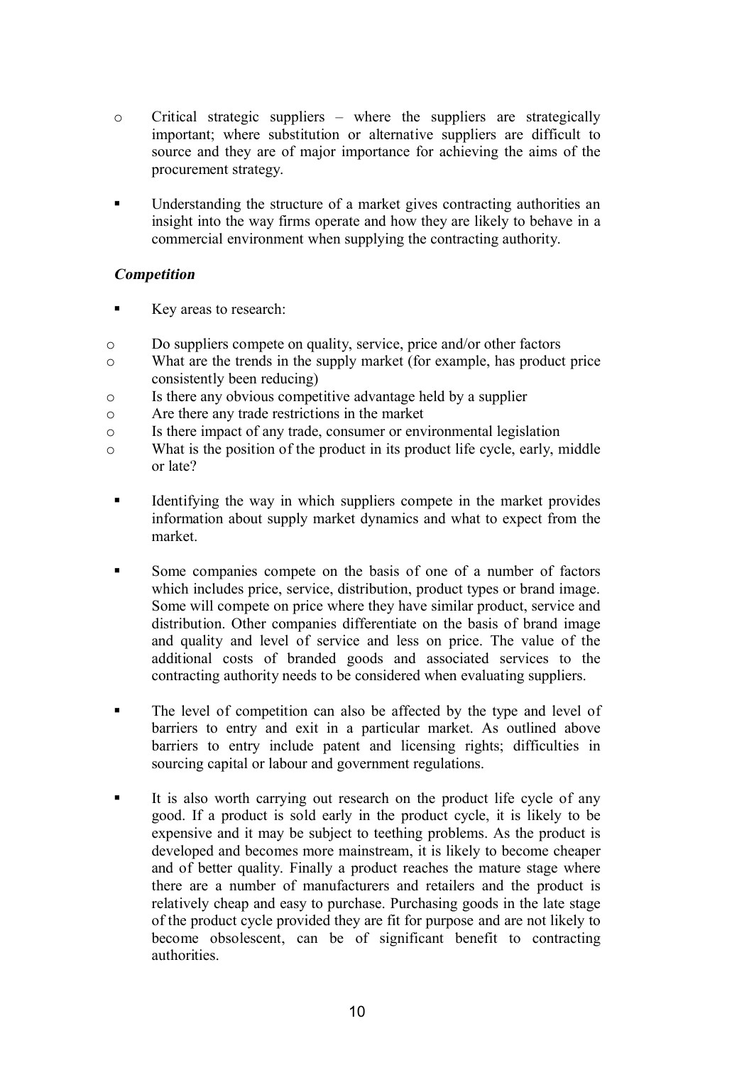- Critical strategic suppliers – where the suppliers are strategically important; where substitution or alternative suppliers are difficult to source and they are of major importance for achieving the aims of the procurement strategy.

- Understanding the structure of a market gives contracting authorities an insight into the way firms operate and how they are likely to behave in a commercial environment when supplying the contracting authority.

### *Competition*

- Key areas to research:
  - Do suppliers compete on quality, service, price and/or other factors
  - What are the trends in the supply market (for example, has product price consistently been reducing)
  - Is there any obvious competitive advantage held by a supplier
  - Are there any trade restrictions in the market
  - Is there impact of any trade, consumer or environmental legislation
  - What is the position of the product in its product life cycle, early, middle or late?

- Identifying the way in which suppliers compete in the market provides information about supply market dynamics and what to expect from the market.

- Some companies compete on the basis of one of a number of factors which includes price, service, distribution, product types or brand image. Some will compete on price where they have similar product, service and distribution. Other companies differentiate on the basis of brand image and quality and level of service and less on price. The value of the additional costs of branded goods and associated services to the contracting authority needs to be considered when evaluating suppliers.

- The level of competition can also be affected by the type and level of barriers to entry and exit in a particular market. As outlined above barriers to entry include patent and licensing rights; difficulties in sourcing capital or labour and government regulations.

- It is also worth carrying out research on the product life cycle of any good. If a product is sold early in the product cycle, it is likely to be expensive and it may be subject to teething problems. As the product is developed and becomes more mainstream, it is likely to become cheaper and of better quality. Finally a product reaches the mature stage where there are a number of manufacturers and retailers and the product is relatively cheap and easy to purchase. Purchasing goods in the late stage of the product cycle provided they are fit for purpose and are not likely to become obsolescent, can be of significant benefit to contracting authorities.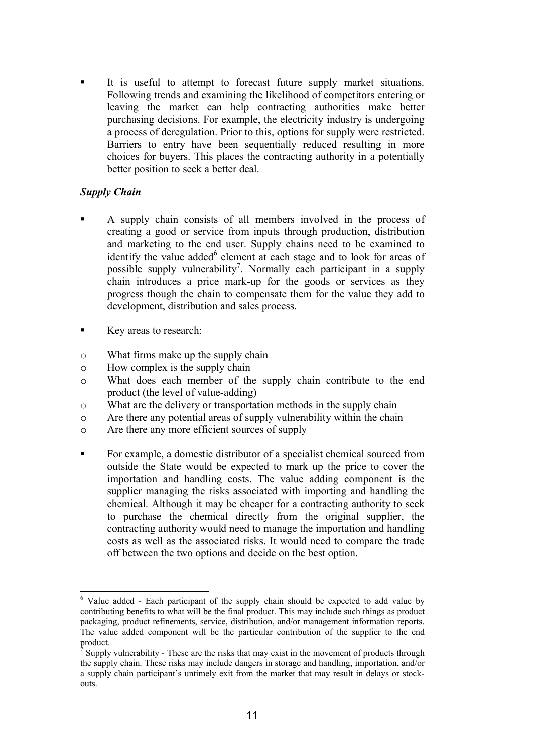- It is useful to attempt to forecast future supply market situations. Following trends and examining the likelihood of competitors entering or leaving the market can help contracting authorities make better purchasing decisions. For example, the electricity industry is undergoing a process of deregulation. Prior to this, options for supply were restricted. Barriers to entry have been sequentially reduced resulting in more choices for buyers. This places the contracting authority in a potentially better position to seek a better deal.

***Supply Chain***

- A supply chain consists of all members involved in the process of creating a good or service from inputs through production, distribution and marketing to the end user. Supply chains need to be examined to identify the value added[6] element at each stage and to look for areas of possible supply vulnerability[7]. Normally each participant in a supply chain introduces a price mark-up for the goods or services as they progress though the chain to compensate them for the value they add to development, distribution and sales process.

- Key areas to research:

  - What firms make up the supply chain
  - How complex is the supply chain
  - What does each member of the supply chain contribute to the end product (the level of value-adding)
  - What are the delivery or transportation methods in the supply chain
  - Are there any potential areas of supply vulnerability within the chain
  - Are there any more efficient sources of supply

- For example, a domestic distributor of a specialist chemical sourced from outside the State would be expected to mark up the price to cover the importation and handling costs. The value adding component is the supplier managing the risks associated with importing and handling the chemical. Although it may be cheaper for a contracting authority to seek to purchase the chemical directly from the original supplier, the contracting authority would need to manage the importation and handling costs as well as the associated risks. It would need to compare the trade off between the two options and decide on the best option.

---

[6] Value added - Each participant of the supply chain should be expected to add value by contributing benefits to what will be the final product. This may include such things as product packaging, product refinements, service, distribution, and/or management information reports. The value added component will be the particular contribution of the supplier to the end product.

[7] Supply vulnerability - These are the risks that may exist in the movement of products through the supply chain. These risks may include dangers in storage and handling, importation, and/or a supply chain participant's untimely exit from the market that may result in delays or stock-outs.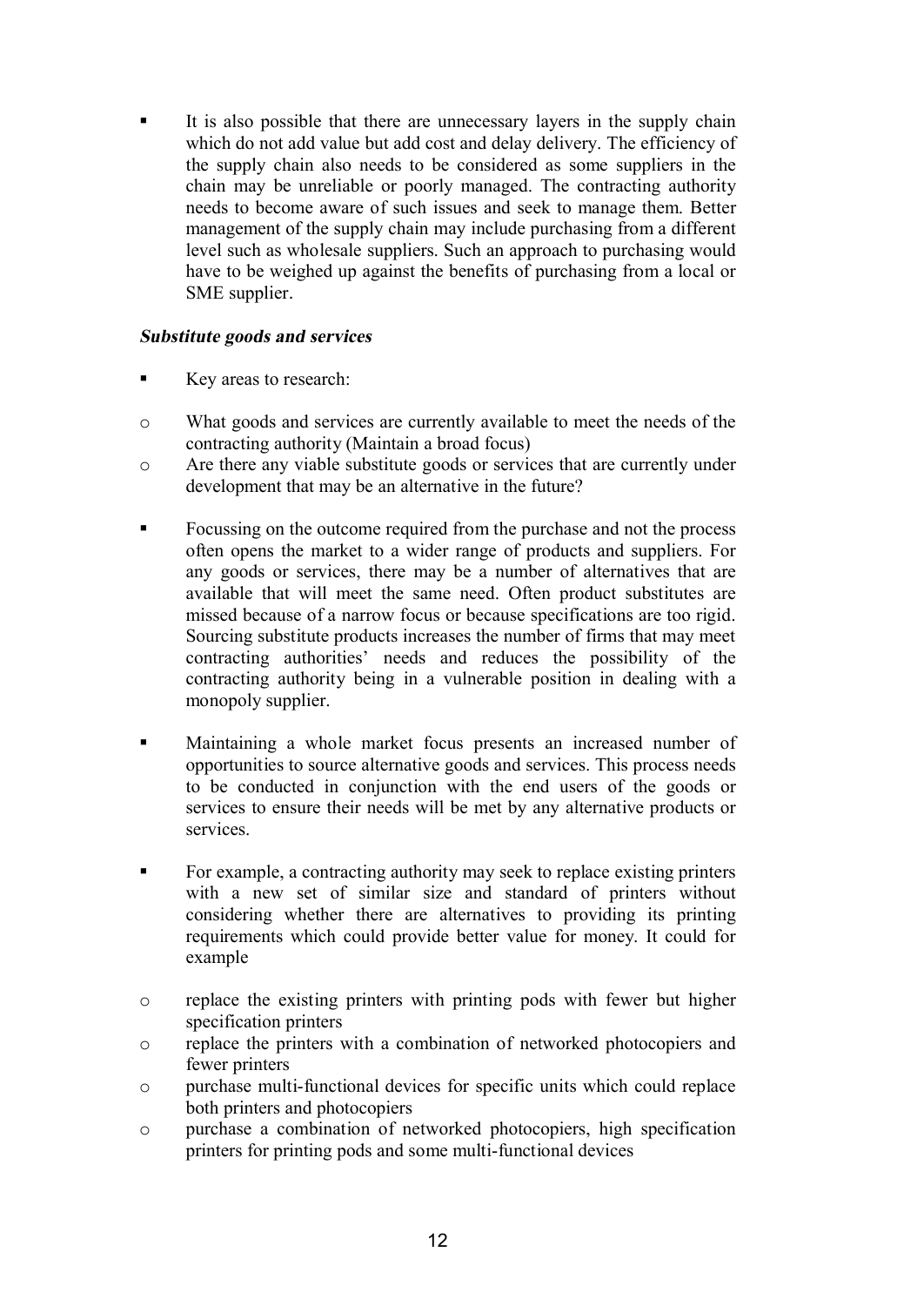- It is also possible that there are unnecessary layers in the supply chain which do not add value but add cost and delay delivery. The efficiency of the supply chain also needs to be considered as some suppliers in the chain may be unreliable or poorly managed. The contracting authority needs to become aware of such issues and seek to manage them. Better management of the supply chain may include purchasing from a different level such as wholesale suppliers. Such an approach to purchasing would have to be weighed up against the benefits of purchasing from a local or SME supplier.

***Substitute goods and services***

- Key areas to research:
  - What goods and services are currently available to meet the needs of the contracting authority (Maintain a broad focus)
  - Are there any viable substitute goods or services that are currently under development that may be an alternative in the future?

- Focussing on the outcome required from the purchase and not the process often opens the market to a wider range of products and suppliers. For any goods or services, there may be a number of alternatives that are available that will meet the same need. Often product substitutes are missed because of a narrow focus or because specifications are too rigid. Sourcing substitute products increases the number of firms that may meet contracting authorities' needs and reduces the possibility of the contracting authority being in a vulnerable position in dealing with a monopoly supplier.

- Maintaining a whole market focus presents an increased number of opportunities to source alternative goods and services. This process needs to be conducted in conjunction with the end users of the goods or services to ensure their needs will be met by any alternative products or services.

- For example, a contracting authority may seek to replace existing printers with a new set of similar size and standard of printers without considering whether there are alternatives to providing its printing requirements which could provide better value for money. It could for example
  - replace the existing printers with printing pods with fewer but higher specification printers
  - replace the printers with a combination of networked photocopiers and fewer printers
  - purchase multi-functional devices for specific units which could replace both printers and photocopiers
  - purchase a combination of networked photocopiers, high specification printers for printing pods and some multi-functional devices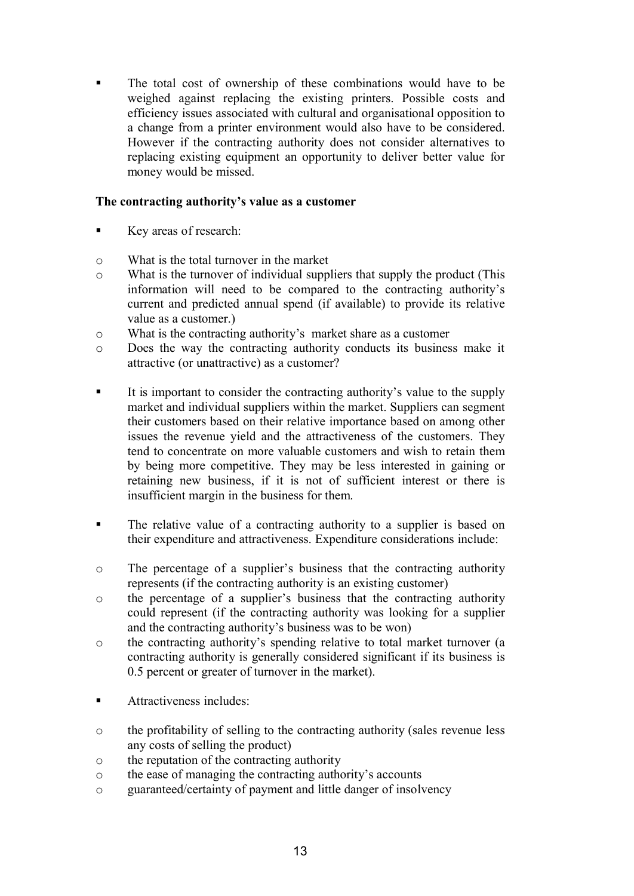- The total cost of ownership of these combinations would have to be weighed against replacing the existing printers. Possible costs and efficiency issues associated with cultural and organisational opposition to a change from a printer environment would also have to be considered. However if the contracting authority does not consider alternatives to replacing existing equipment an opportunity to deliver better value for money would be missed.

**The contracting authority's value as a customer**

- Key areas of research:
  - What is the total turnover in the market
  - What is the turnover of individual suppliers that supply the product (This information will need to be compared to the contracting authority's current and predicted annual spend (if available) to provide its relative value as a customer.)
  - What is the contracting authority's market share as a customer
  - Does the way the contracting authority conducts its business make it attractive (or unattractive) as a customer?

- It is important to consider the contracting authority's value to the supply market and individual suppliers within the market. Suppliers can segment their customers based on their relative importance based on among other issues the revenue yield and the attractiveness of the customers. They tend to concentrate on more valuable customers and wish to retain them by being more competitive. They may be less interested in gaining or retaining new business, if it is not of sufficient interest or there is insufficient margin in the business for them.

- The relative value of a contracting authority to a supplier is based on their expenditure and attractiveness. Expenditure considerations include:
  - The percentage of a supplier's business that the contracting authority represents (if the contracting authority is an existing customer)
  - the percentage of a supplier's business that the contracting authority could represent (if the contracting authority was looking for a supplier and the contracting authority's business was to be won)
  - the contracting authority's spending relative to total market turnover (a contracting authority is generally considered significant if its business is 0.5 percent or greater of turnover in the market).

- Attractiveness includes:
  - the profitability of selling to the contracting authority (sales revenue less any costs of selling the product)
  - the reputation of the contracting authority
  - the ease of managing the contracting authority's accounts
  - guaranteed/certainty of payment and little danger of insolvency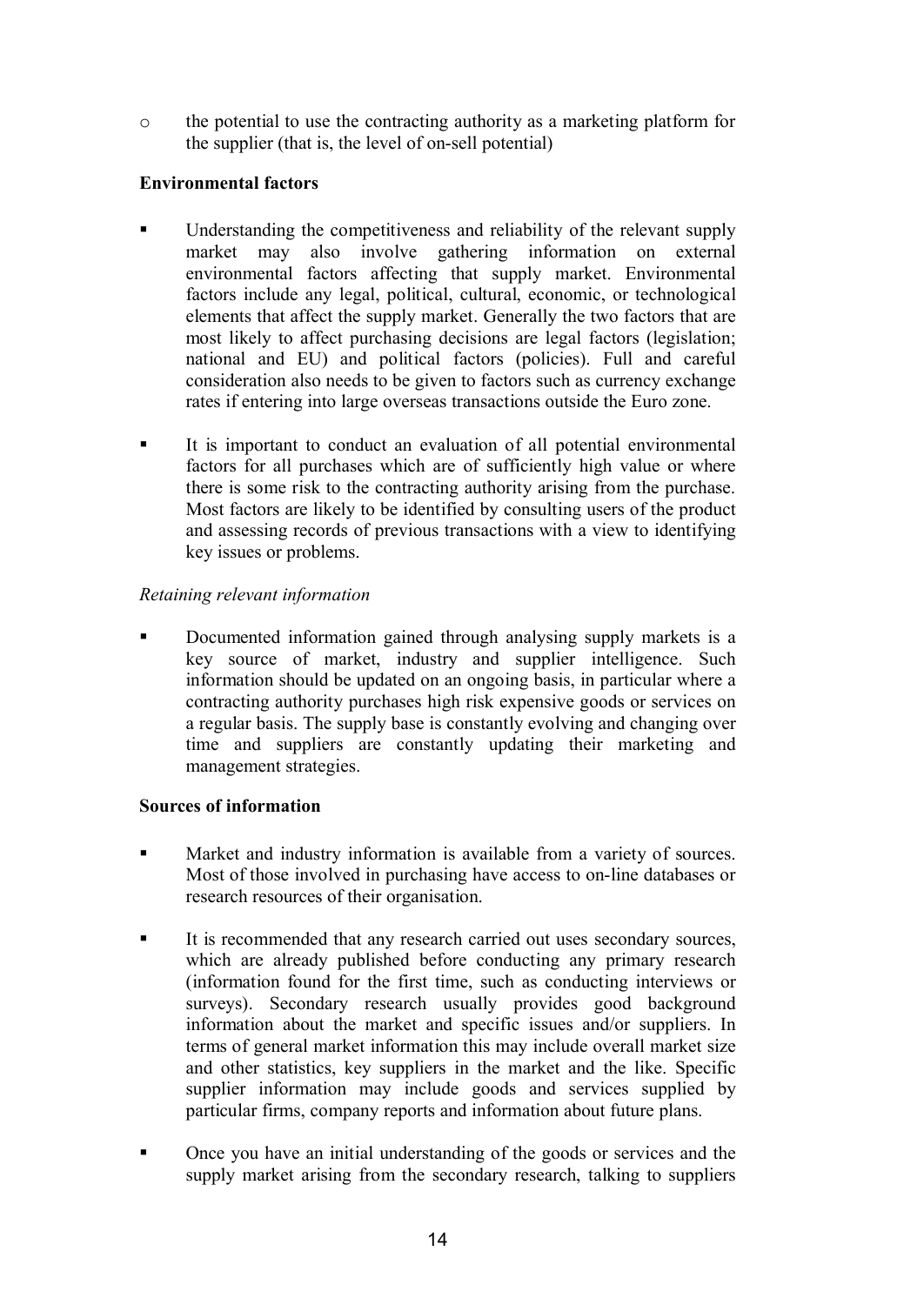- the potential to use the contracting authority as a marketing platform for the supplier (that is, the level of on-sell potential)

**Environmental factors**

- Understanding the competitiveness and reliability of the relevant supply market may also involve gathering information on external environmental factors affecting that supply market. Environmental factors include any legal, political, cultural, economic, or technological elements that affect the supply market. Generally the two factors that are most likely to affect purchasing decisions are legal factors (legislation; national and EU) and political factors (policies). Full and careful consideration also needs to be given to factors such as currency exchange rates if entering into large overseas transactions outside the Euro zone.

- It is important to conduct an evaluation of all potential environmental factors for all purchases which are of sufficiently high value or where there is some risk to the contracting authority arising from the purchase. Most factors are likely to be identified by consulting users of the product and assessing records of previous transactions with a view to identifying key issues or problems.

*Retaining relevant information*

- Documented information gained through analysing supply markets is a key source of market, industry and supplier intelligence. Such information should be updated on an ongoing basis, in particular where a contracting authority purchases high risk expensive goods or services on a regular basis. The supply base is constantly evolving and changing over time and suppliers are constantly updating their marketing and management strategies.

**Sources of information**

- Market and industry information is available from a variety of sources. Most of those involved in purchasing have access to on-line databases or research resources of their organisation.

- It is recommended that any research carried out uses secondary sources, which are already published before conducting any primary research (information found for the first time, such as conducting interviews or surveys). Secondary research usually provides good background information about the market and specific issues and/or suppliers. In terms of general market information this may include overall market size and other statistics, key suppliers in the market and the like. Specific supplier information may include goods and services supplied by particular firms, company reports and information about future plans.

- Once you have an initial understanding of the goods or services and the supply market arising from the secondary research, talking to suppliers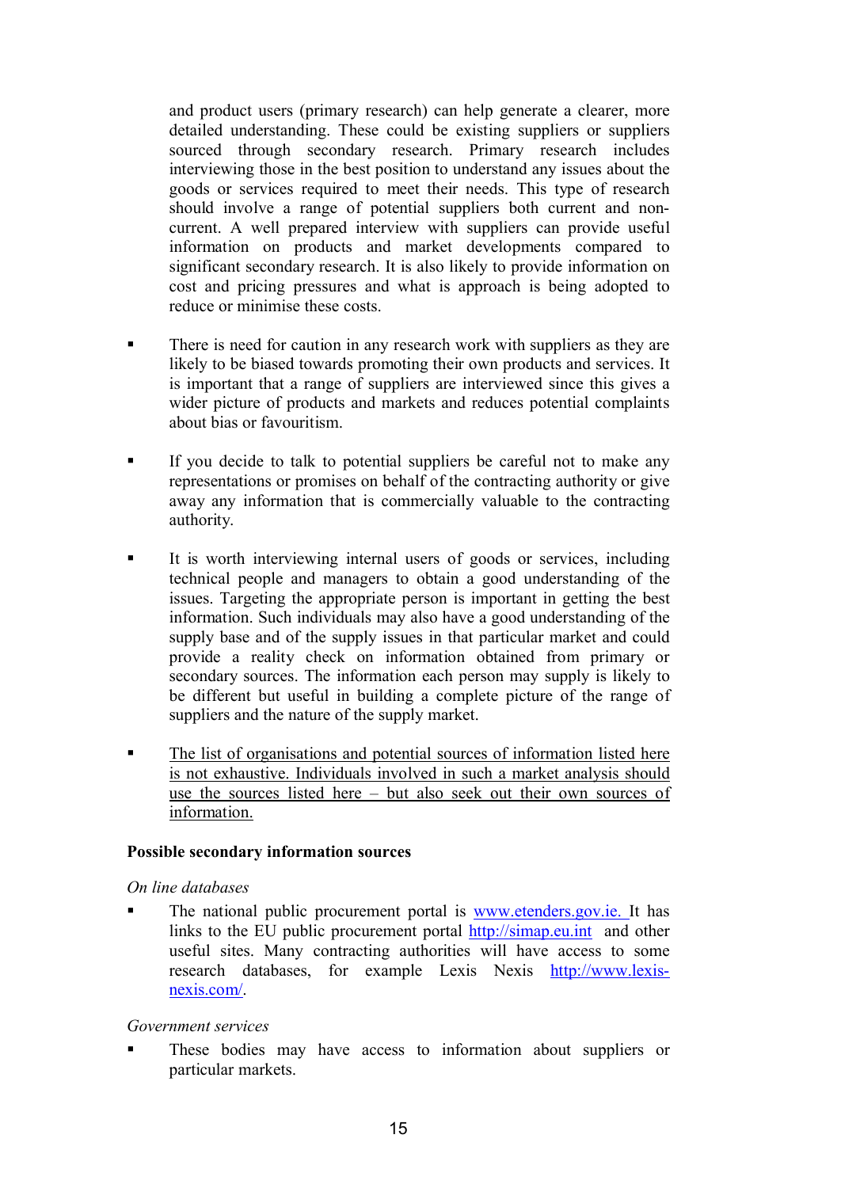and product users (primary research) can help generate a clearer, more detailed understanding. These could be existing suppliers or suppliers sourced through secondary research. Primary research includes interviewing those in the best position to understand any issues about the goods or services required to meet their needs. This type of research should involve a range of potential suppliers both current and non-current. A well prepared interview with suppliers can provide useful information on products and market developments compared to significant secondary research. It is also likely to provide information on cost and pricing pressures and what is approach is being adopted to reduce or minimise these costs.

- There is need for caution in any research work with suppliers as they are likely to be biased towards promoting their own products and services. It is important that a range of suppliers are interviewed since this gives a wider picture of products and markets and reduces potential complaints about bias or favouritism.

- If you decide to talk to potential suppliers be careful not to make any representations or promises on behalf of the contracting authority or give away any information that is commercially valuable to the contracting authority.

- It is worth interviewing internal users of goods or services, including technical people and managers to obtain a good understanding of the issues. Targeting the appropriate person is important in getting the best information. Such individuals may also have a good understanding of the supply base and of the supply issues in that particular market and could provide a reality check on information obtained from primary or secondary sources. The information each person may supply is likely to be different but useful in building a complete picture of the range of suppliers and the nature of the supply market.

- <u>The list of organisations and potential sources of information listed here is not exhaustive. Individuals involved in such a market analysis should use the sources listed here – but also seek out their own sources of information.</u>

**Possible secondary information sources**

*On line databases*

- The national public procurement portal is www.etenders.gov.ie. It has links to the EU public procurement portal http://simap.eu.int and other useful sites. Many contracting authorities will have access to some research databases, for example Lexis Nexis http://www.lexis-nexis.com/.

*Government services*

- These bodies may have access to information about suppliers or particular markets.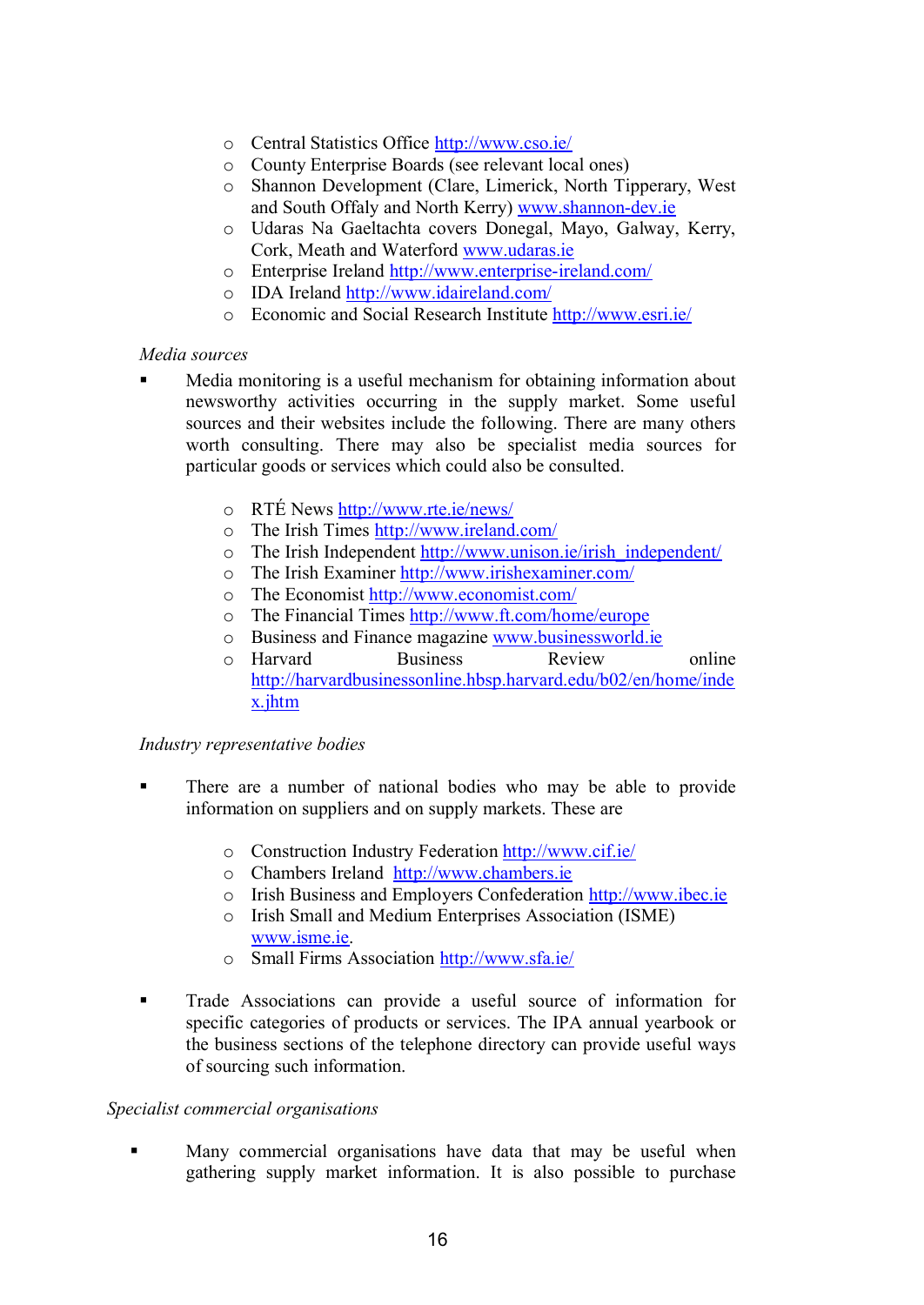- Central Statistics Office http://www.cso.ie/
- County Enterprise Boards (see relevant local ones)
- Shannon Development (Clare, Limerick, North Tipperary, West and South Offaly and North Kerry) www.shannon-dev.ie
- Udaras Na Gaeltachta covers Donegal, Mayo, Galway, Kerry, Cork, Meath and Waterford www.udaras.ie
- Enterprise Ireland http://www.enterprise-ireland.com/
- IDA Ireland http://www.idaireland.com/
- Economic and Social Research Institute http://www.esri.ie/

*Media sources*

- Media monitoring is a useful mechanism for obtaining information about newsworthy activities occurring in the supply market. Some useful sources and their websites include the following. There are many others worth consulting. There may also be specialist media sources for particular goods or services which could also be consulted.

  - RTÉ News http://www.rte.ie/news/
  - The Irish Times http://www.ireland.com/
  - The Irish Independent http://www.unison.ie/irish_independent/
  - The Irish Examiner http://www.irishexaminer.com/
  - The Economist http://www.economist.com/
  - The Financial Times http://www.ft.com/home/europe
  - Business and Finance magazine www.businessworld.ie
  - Harvard Business Review online http://harvardbusinessonline.hbsp.harvard.edu/b02/en/home/index.jhtm

*Industry representative bodies*

- There are a number of national bodies who may be able to provide information on suppliers and on supply markets. These are

  - Construction Industry Federation http://www.cif.ie/
  - Chambers Ireland http://www.chambers.ie
  - Irish Business and Employers Confederation http://www.ibec.ie
  - Irish Small and Medium Enterprises Association (ISME) www.isme.ie.
  - Small Firms Association http://www.sfa.ie/

- Trade Associations can provide a useful source of information for specific categories of products or services. The IPA annual yearbook or the business sections of the telephone directory can provide useful ways of sourcing such information.

*Specialist commercial organisations*

- Many commercial organisations have data that may be useful when gathering supply market information. It is also possible to purchase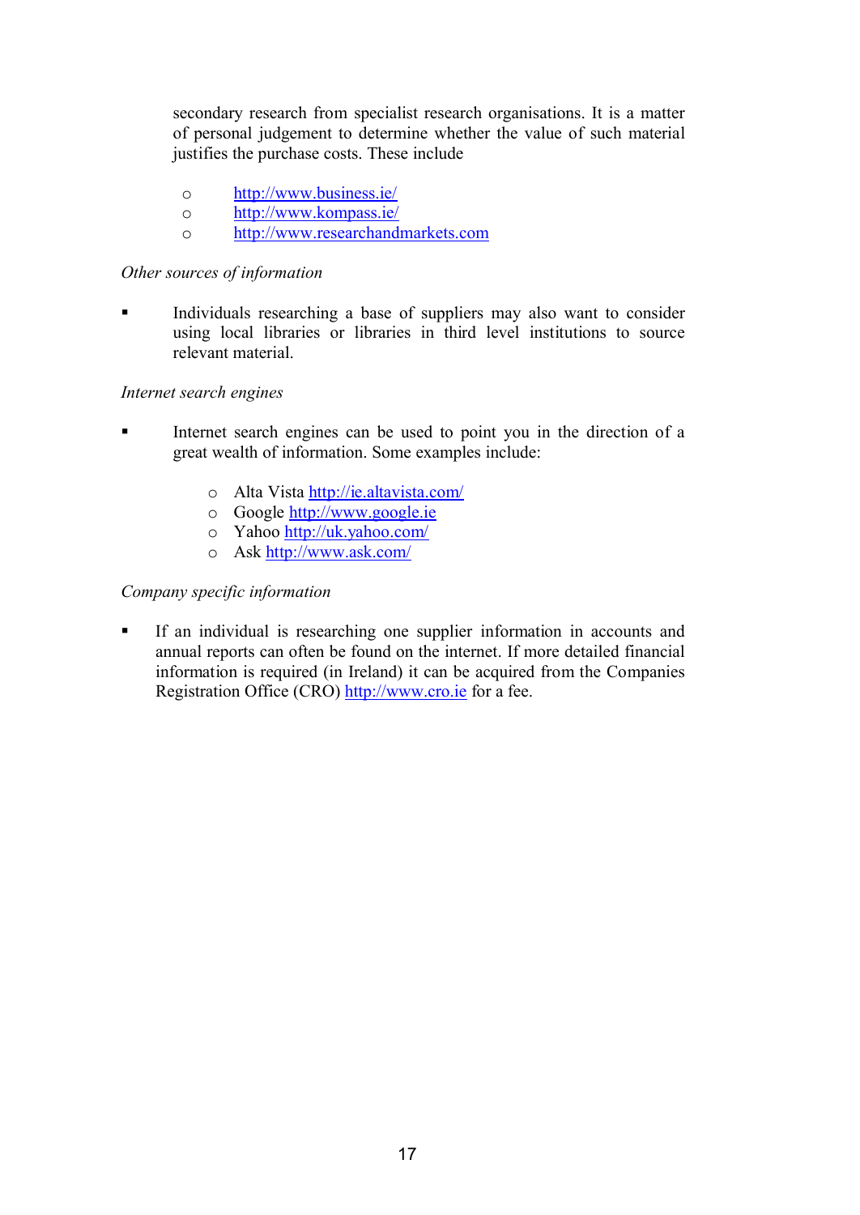secondary research from specialist research organisations. It is a matter of personal judgement to determine whether the value of such material justifies the purchase costs. These include

- http://www.business.ie/
- http://www.kompass.ie/
- http://www.researchandmarkets.com

*Other sources of information*

- Individuals researching a base of suppliers may also want to consider using local libraries or libraries in third level institutions to source relevant material.

*Internet search engines*

- Internet search engines can be used to point you in the direction of a great wealth of information. Some examples include:
  - Alta Vista http://ie.altavista.com/
  - Google http://www.google.ie
  - Yahoo http://uk.yahoo.com/
  - Ask http://www.ask.com/

*Company specific information*

- If an individual is researching one supplier information in accounts and annual reports can often be found on the internet. If more detailed financial information is required (in Ireland) it can be acquired from the Companies Registration Office (CRO) http://www.cro.ie for a fee.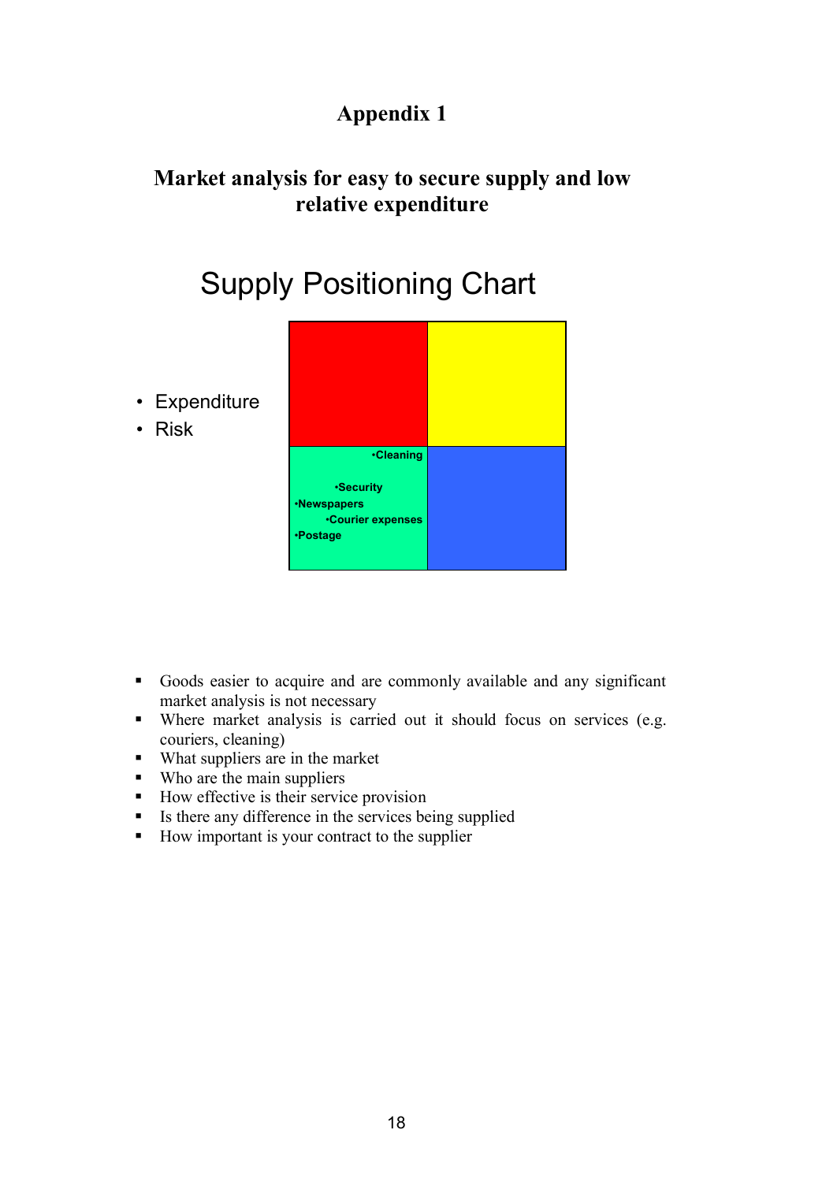# Appendix 1

## Market analysis for easy to secure supply and low relative expenditure

### Supply Positioning Chart

- Expenditure
- Risk

•Cleaning

•Security

•Newspapers

•Courier expenses

•Postage

- Goods easier to acquire and are commonly available and any significant market analysis is not necessary
- Where market analysis is carried out it should focus on services (e.g. couriers, cleaning)
- What suppliers are in the market
- Who are the main suppliers
- How effective is their service provision
- Is there any difference in the services being supplied
- How important is your contract to the supplier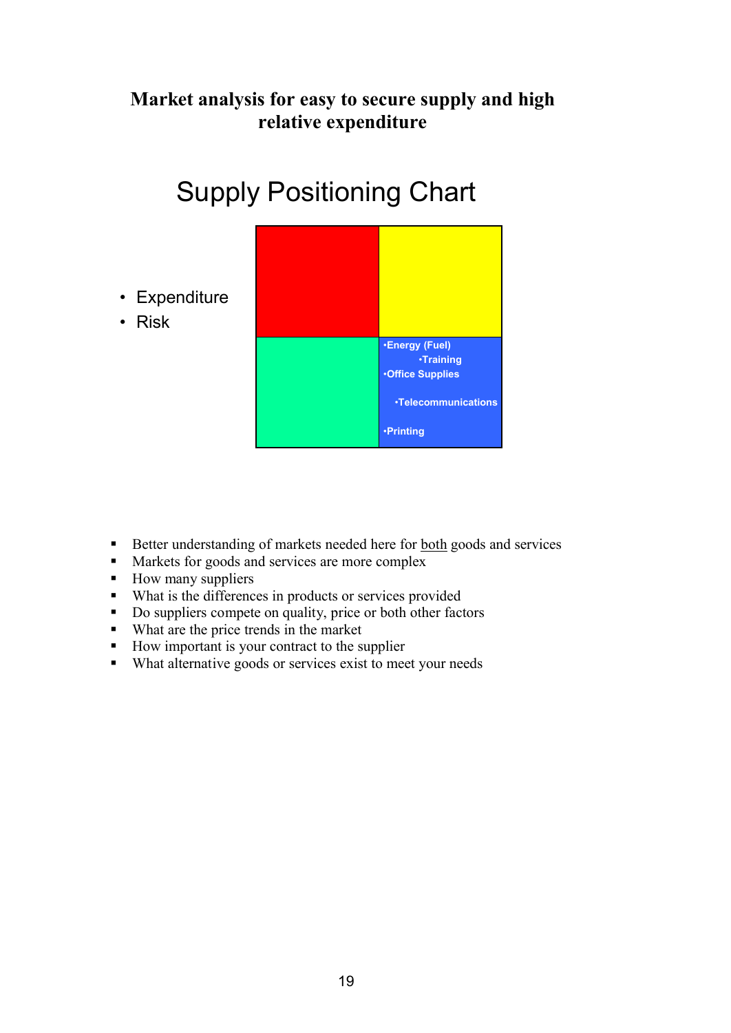**Market analysis for easy to secure supply and high relative expenditure**

## Supply Positioning Chart

- Expenditure
- Risk

- Energy (Fuel)
- Training
- Office Supplies
- Telecommunications
- Printing

- Better understanding of markets needed here for both goods and services
- Markets for goods and services are more complex
- How many suppliers
- What is the differences in products or services provided
- Do suppliers compete on quality, price or both other factors
- What are the price trends in the market
- How important is your contract to the supplier
- What alternative goods or services exist to meet your needs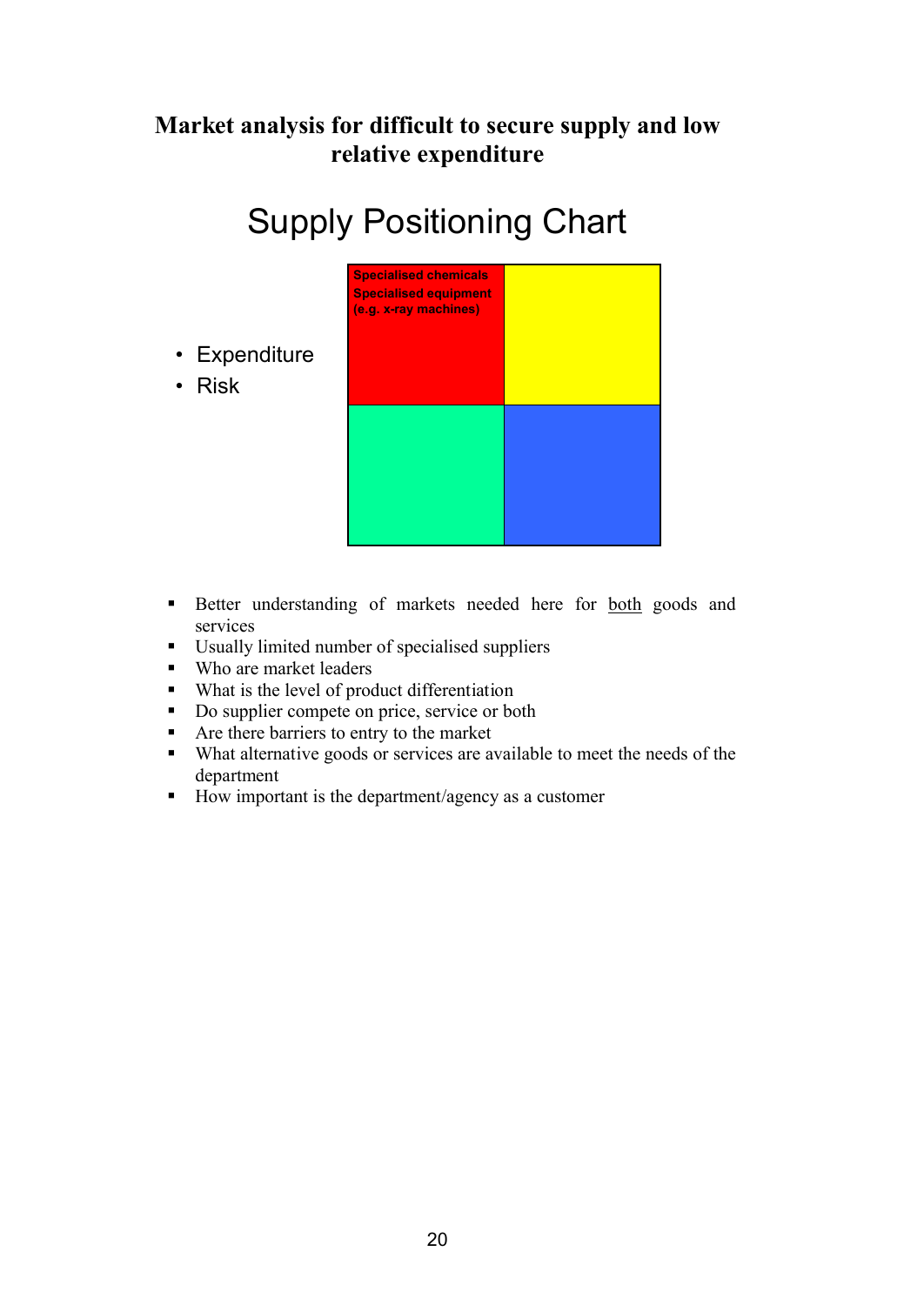## Market analysis for difficult to secure supply and low relative expenditure

# Supply Positioning Chart

- Expenditure
- Risk

Specialised chemicals
Specialised equipment
(e.g. x-ray machines)

- Better understanding of markets needed here for <u>both</u> goods and services
- Usually limited number of specialised suppliers
- Who are market leaders
- What is the level of product differentiation
- Do supplier compete on price, service or both
- Are there barriers to entry to the market
- What alternative goods or services are available to meet the needs of the department
- How important is the department/agency as a customer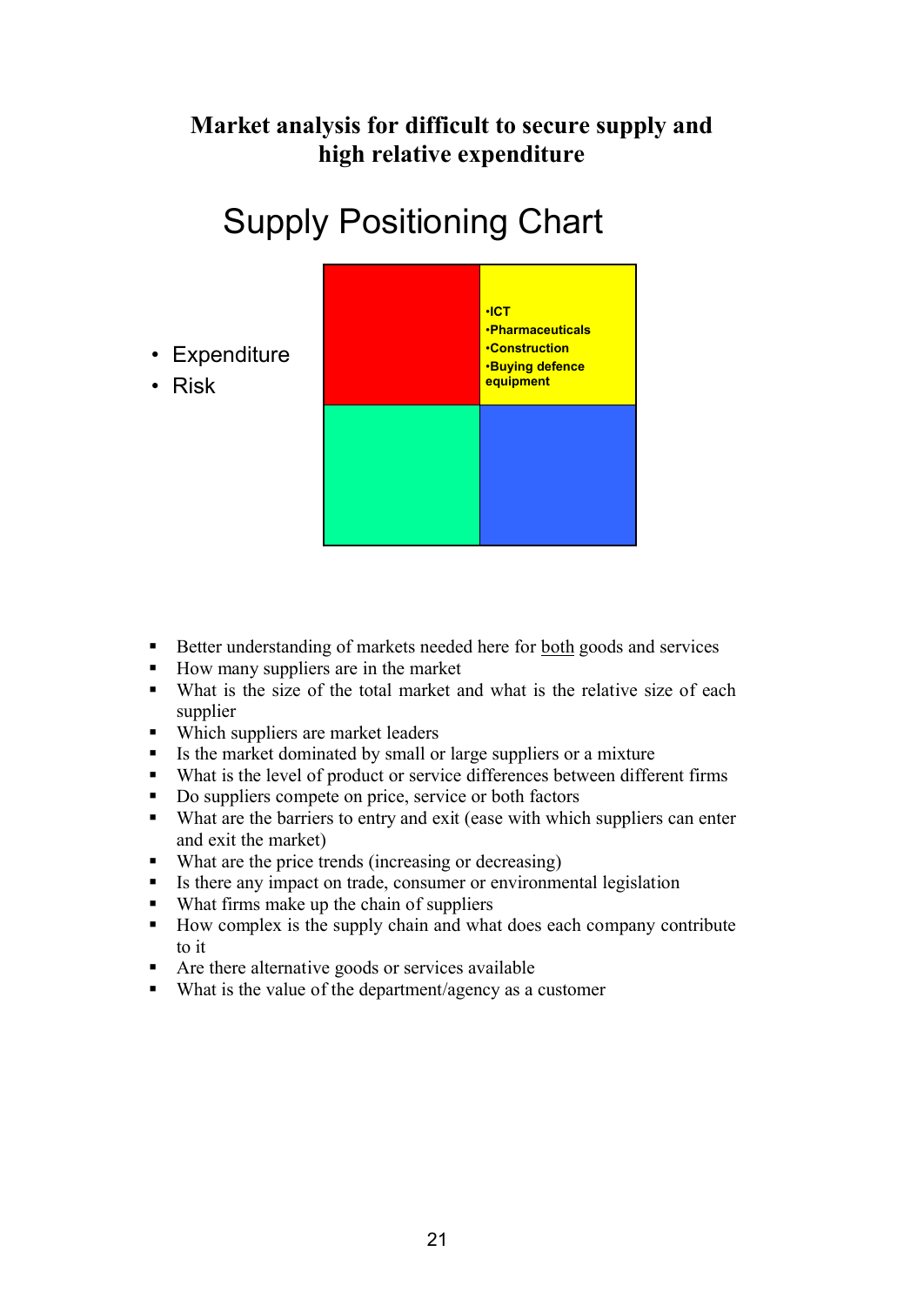## Market analysis for difficult to secure supply and high relative expenditure

# Supply Positioning Chart

- Expenditure
- Risk

•ICT
•Pharmaceuticals
•Construction
•Buying defence equipment

- Better understanding of markets needed here for <u>both</u> goods and services
- How many suppliers are in the market
- What is the size of the total market and what is the relative size of each supplier
- Which suppliers are market leaders
- Is the market dominated by small or large suppliers or a mixture
- What is the level of product or service differences between different firms
- Do suppliers compete on price, service or both factors
- What are the barriers to entry and exit (ease with which suppliers can enter and exit the market)
- What are the price trends (increasing or decreasing)
- Is there any impact on trade, consumer or environmental legislation
- What firms make up the chain of suppliers
- How complex is the supply chain and what does each company contribute to it
- Are there alternative goods or services available
- What is the value of the department/agency as a customer